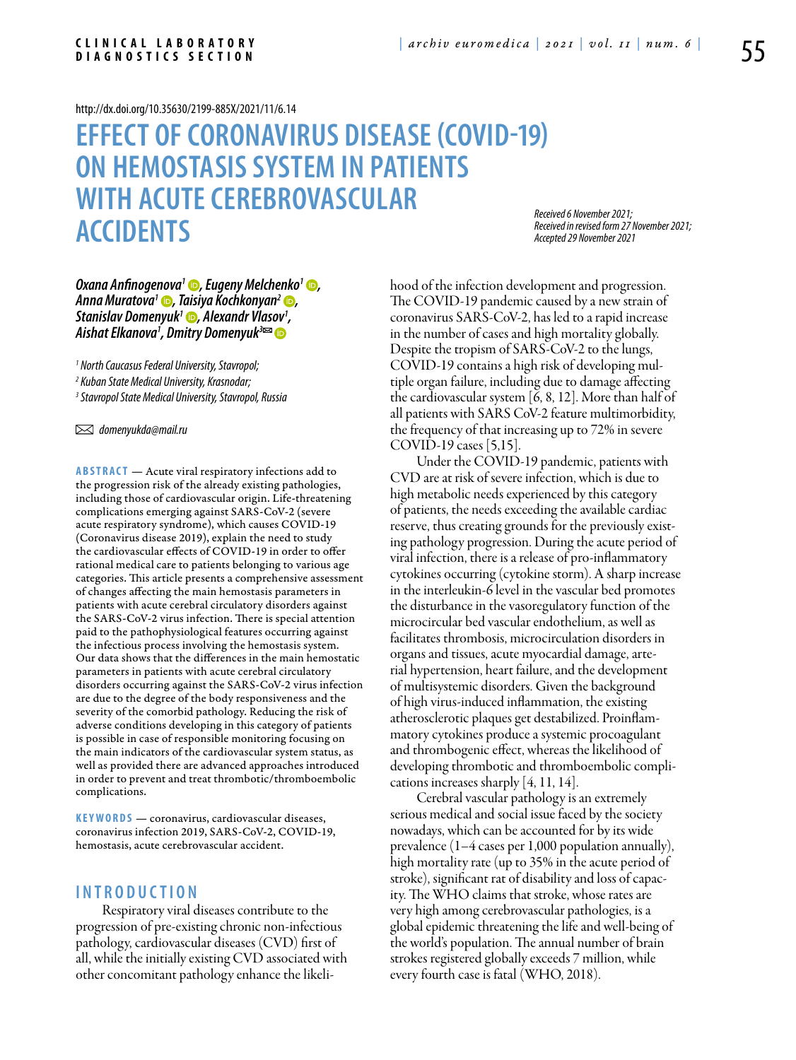http://dx.doi.org/10.35630/2199-885X/2021/11/6.14

# EFFECT OF CORONAVIRUS DISEASE (COVID-19) ON HEMOSTASIS SYSTEM IN PATIENTS WITH ACUTE CEREBROVASCULAR ACCIDENTS

*Received 6 November 2021; Received in revised form 27 November 2021; Accepted 29 November 2021*

***Oxana Anfinogenova[1], Eugeny Melchenko[1], Anna Muratova[1], Taisiya Kochkonyan[2], Stanislav Domenyuk[1], Alexandr Vlasov[1], Aishat Elkanova[1], Dmitry Domenyuk[3]***

*[1] North Caucasus Federal University, Stavropol;*
*[2] Kuban State Medical University, Krasnodar;*
*[3] Stavropol State Medical University, Stavropol, Russia*

*domenyukda@mail.ru*

**ABSTRACT** — Acute viral respiratory infections add to the progression risk of the already existing pathologies, including those of cardiovascular origin. Life-threatening complications emerging against SARS-CoV-2 (severe acute respiratory syndrome), which causes COVID-19 (Coronavirus disease 2019), explain the need to study the cardiovascular effects of COVID-19 in order to offer rational medical care to patients belonging to various age categories. This article presents a comprehensive assessment of changes affecting the main hemostasis parameters in patients with acute cerebral circulatory disorders against the SARS-CoV-2 virus infection. There is special attention paid to the pathophysiological features occurring against the infectious process involving the hemostasis system. Our data shows that the differences in the main hemostatic parameters in patients with acute cerebral circulatory disorders occurring against the SARS-CoV-2 virus infection are due to the degree of the body responsiveness and the severity of the comorbid pathology. Reducing the risk of adverse conditions developing in this category of patients is possible in case of responsible monitoring focusing on the main indicators of the cardiovascular system status, as well as provided there are advanced approaches introduced in order to prevent and treat thrombotic/thromboembolic complications.

**KEYWORDS** — coronavirus, cardiovascular diseases, coronavirus infection 2019, SARS-CoV-2, COVID-19, hemostasis, acute cerebrovascular accident.

## INTRODUCTION

Respiratory viral diseases contribute to the progression of pre-existing chronic non-infectious pathology, cardiovascular diseases (CVD) first of all, while the initially existing CVD associated with other concomitant pathology enhance the likelihood of the infection development and progression. The COVID-19 pandemic caused by a new strain of coronavirus SARS-CoV-2, has led to a rapid increase in the number of cases and high mortality globally. Despite the tropism of SARS-CoV-2 to the lungs, COVID-19 contains a high risk of developing multiple organ failure, including due to damage affecting the cardiovascular system [6, 8, 12]. More than half of all patients with SARS CoV-2 feature multimorbidity, the frequency of that increasing up to 72% in severe COVID-19 cases [5,15].

Under the COVID-19 pandemic, patients with CVD are at risk of severe infection, which is due to high metabolic needs experienced by this category of patients, the needs exceeding the available cardiac reserve, thus creating grounds for the previously existing pathology progression. During the acute period of viral infection, there is a release of pro-inflammatory cytokines occurring (cytokine storm). A sharp increase in the interleukin-6 level in the vascular bed promotes the disturbance in the vasoregulatory function of the microcircular bed vascular endothelium, as well as facilitates thrombosis, microcirculation disorders in organs and tissues, acute myocardial damage, arterial hypertension, heart failure, and the development of multisystemic disorders. Given the background of high virus-induced inflammation, the existing atherosclerotic plaques get destabilized. Proinflammatory cytokines produce a systemic procoagulant and thrombogenic effect, whereas the likelihood of developing thrombotic and thromboembolic complications increases sharply [4, 11, 14].

Cerebral vascular pathology is an extremely serious medical and social issue faced by the society nowadays, which can be accounted for by its wide prevalence (1–4 cases per 1,000 population annually), high mortality rate (up to 35% in the acute period of stroke), significant rat of disability and loss of capacity. The WHO claims that stroke, whose rates are very high among cerebrovascular pathologies, is a global epidemic threatening the life and well-being of the world's population. The annual number of brain strokes registered globally exceeds 7 million, while every fourth case is fatal (WHO, 2018).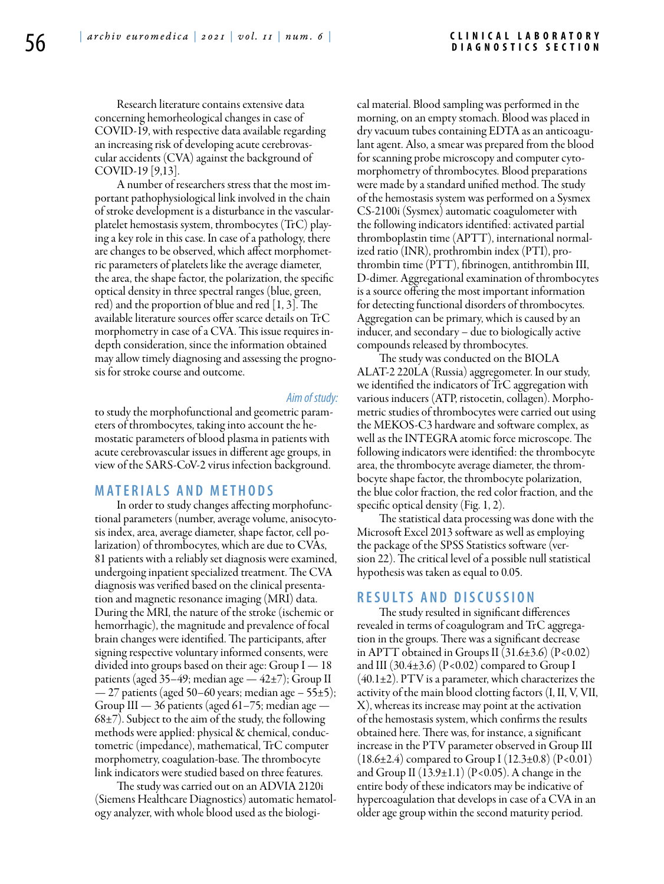Research literature contains extensive data concerning hemorheological changes in case of COVID-19, with respective data available regarding an increasing risk of developing acute cerebrovascular accidents (CVA) against the background of COVID-19 [9,13].

A number of researchers stress that the most important pathophysiological link involved in the chain of stroke development is a disturbance in the vascular-platelet hemostasis system, thrombocytes (TrC) playing a key role in this case. In case of a pathology, there are changes to be observed, which affect morphometric parameters of platelets like the average diameter, the area, the shape factor, the polarization, the specific optical density in three spectral ranges (blue, green, red) and the proportion of blue and red [1, 3]. The available literature sources offer scarce details on TrC morphometry in case of a CVA. This issue requires in-depth consideration, since the information obtained may allow timely diagnosing and assessing the prognosis for stroke course and outcome.

*Aim of study:*

to study the morphofunctional and geometric parameters of thrombocytes, taking into account the hemostatic parameters of blood plasma in patients with acute cerebrovascular issues in different age groups, in view of the SARS-CoV-2 virus infection background.

## MATERIALS AND METHODS

In order to study changes affecting morphofunctional parameters (number, average volume, anisocytosis index, area, average diameter, shape factor, cell polarization) of thrombocytes, which are due to CVAs, 81 patients with a reliably set diagnosis were examined, undergoing inpatient specialized treatment. The CVA diagnosis was verified based on the clinical presentation and magnetic resonance imaging (MRI) data. During the MRI, the nature of the stroke (ischemic or hemorrhagic), the magnitude and prevalence of focal brain changes were identified. The participants, after signing respective voluntary informed consents, were divided into groups based on their age: Group I — 18 patients (aged 35–49; median age — 42±7); Group II — 27 patients (aged 50–60 years; median age – 55±5); Group III — 36 patients (aged 61–75; median age — 68±7). Subject to the aim of the study, the following methods were applied: physical & chemical, conductometric (impedance), mathematical, TrC computer morphometry, coagulation-base. The thrombocyte link indicators were studied based on three features.

The study was carried out on an ADVIA 2120i (Siemens Healthcare Diagnostics) automatic hematology analyzer, with whole blood used as the biological material. Blood sampling was performed in the morning, on an empty stomach. Blood was placed in dry vacuum tubes containing EDTA as an anticoagulant agent. Also, a smear was prepared from the blood for scanning probe microscopy and computer cytomorphometry of thrombocytes. Blood preparations were made by a standard unified method. The study of the hemostasis system was performed on a Sysmex CS-2100i (Sysmex) automatic coagulometer with the following indicators identified: activated partial thromboplastin time (APTT), international normalized ratio (INR), prothrombin index (PTI), prothrombin time (PTT), fibrinogen, antithrombin III, D-dimer. Aggregational examination of thrombocytes is a source offering the most important information for detecting functional disorders of thrombocytes. Aggregation can be primary, which is caused by an inducer, and secondary – due to biologically active compounds released by thrombocytes.

The study was conducted on the BIOLA ALAT-2 220LA (Russia) aggregometer. In our study, we identified the indicators of TrC aggregation with various inducers (ATP, ristocetin, collagen). Morphometric studies of thrombocytes were carried out using the MEKOS-C3 hardware and software complex, as well as the INTEGRA atomic force microscope. The following indicators were identified: the thrombocyte area, the thrombocyte average diameter, the thrombocyte shape factor, the thrombocyte polarization, the blue color fraction, the red color fraction, and the specific optical density (Fig. 1, 2).

The statistical data processing was done with the Microsoft Excel 2013 software as well as employing the package of the SPSS Statistics software (version 22). The critical level of a possible null statistical hypothesis was taken as equal to 0.05.

## RESULTS AND DISCUSSION

The study resulted in significant differences revealed in terms of coagulogram and TrC aggregation in the groups. There was a significant decrease in APTT obtained in Groups II (31.6±3.6) ($P<0.02$) and III (30.4±3.6) ($P<0.02$) compared to Group I (40.1±2). PTV is a parameter, which characterizes the activity of the main blood clotting factors (I, II, V, VII, X), whereas its increase may point at the activation of the hemostasis system, which confirms the results obtained here. There was, for instance, a significant increase in the PTV parameter observed in Group III (18.6±2.4) compared to Group I (12.3±0.8) ($P<0.01$) and Group II (13.9±1.1) ($P<0.05$). A change in the entire body of these indicators may be indicative of hypercoagulation that develops in case of a CVA in an older age group within the second maturity period.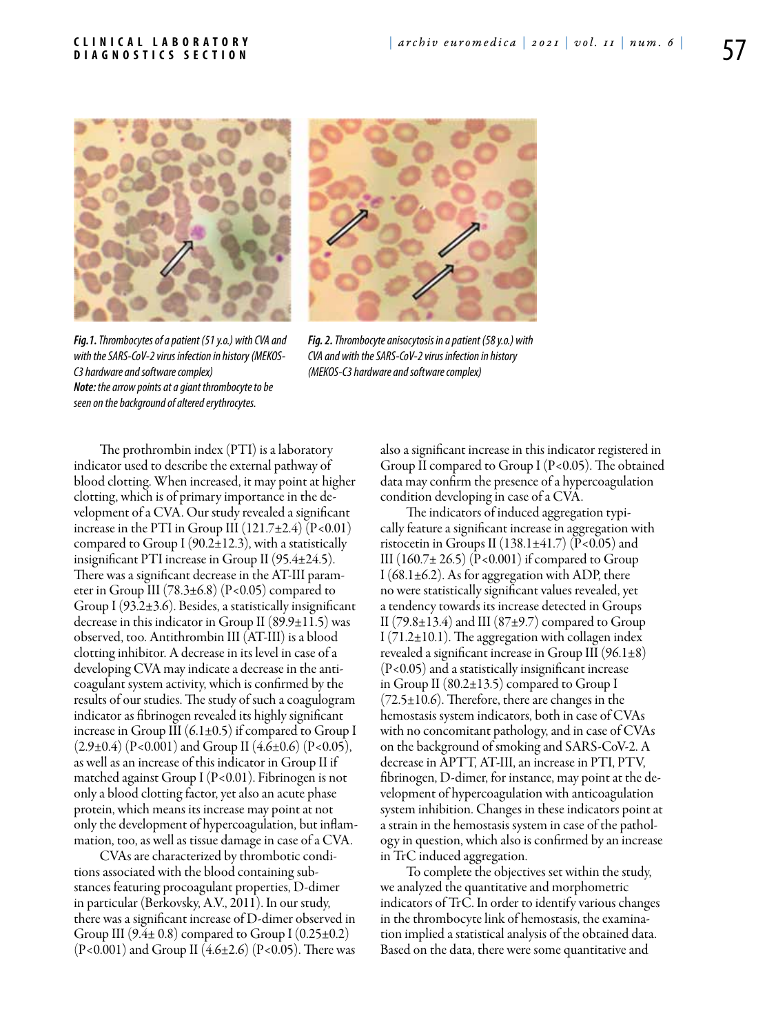*Fig.1. Thrombocytes of a patient (51 y.o.) with CVA and with the SARS-CoV-2 virus infection in history (MEKOS-C3 hardware and software complex)*
***Note:*** *the arrow points at a giant thrombocyte to be seen on the background of altered erythrocytes.*

*Fig. 2. Thrombocyte anisocytosis in a patient (58 y.o.) with CVA and with the SARS-CoV-2 virus infection in history (MEKOS-C3 hardware and software complex)*

The prothrombin index (PTI) is a laboratory indicator used to describe the external pathway of blood clotting. When increased, it may point at higher clotting, which is of primary importance in the development of a CVA. Our study revealed a significant increase in the PTI in Group III (121.7±2.4) (P<0.01) compared to Group I (90.2±12.3), with a statistically insignificant PTI increase in Group II (95.4±24.5). There was a significant decrease in the AT-III parameter in Group III (78.3±6.8) (P<0.05) compared to Group I (93.2±3.6). Besides, a statistically insignificant decrease in this indicator in Group II (89.9±11.5) was observed, too. Antithrombin III (AT-III) is a blood clotting inhibitor. A decrease in its level in case of a developing CVA may indicate a decrease in the anticoagulant system activity, which is confirmed by the results of our studies. The study of such a coagulogram indicator as fibrinogen revealed its highly significant increase in Group III (6.1±0.5) if compared to Group I (2.9±0.4) (P<0.001) and Group II (4.6±0.6) (P<0.05), as well as an increase of this indicator in Group II if matched against Group I (P<0.01). Fibrinogen is not only a blood clotting factor, yet also an acute phase protein, which means its increase may point at not only the development of hypercoagulation, but inflammation, too, as well as tissue damage in case of a CVA.

CVAs are characterized by thrombotic conditions associated with the blood containing substances featuring procoagulant properties, D-dimer in particular (Berkovsky, A.V., 2011). In our study, there was a significant increase of D-dimer observed in Group III (9.4± 0.8) compared to Group I (0.25±0.2) (P<0.001) and Group II (4.6±2.6) (P<0.05). There was also a significant increase in this indicator registered in Group II compared to Group I (P<0.05). The obtained data may confirm the presence of a hypercoagulation condition developing in case of a CVA.

The indicators of induced aggregation typically feature a significant increase in aggregation with ristocetin in Groups II (138.1±41.7) (P<0.05) and III (160.7± 26.5) (P<0.001) if compared to Group I (68.1±6.2). As for aggregation with ADP, there no were statistically significant values revealed, yet a tendency towards its increase detected in Groups II (79.8±13.4) and III (87±9.7) compared to Group I (71.2±10.1). The aggregation with collagen index revealed a significant increase in Group III (96.1±8) (P<0.05) and a statistically insignificant increase in Group II (80.2±13.5) compared to Group I (72.5±10.6). Therefore, there are changes in the hemostasis system indicators, both in case of CVAs with no concomitant pathology, and in case of CVAs on the background of smoking and SARS-CoV-2. A decrease in APTT, AT-III, an increase in PTI, PTV, fibrinogen, D-dimer, for instance, may point at the development of hypercoagulation with anticoagulation system inhibition. Changes in these indicators point at a strain in the hemostasis system in case of the pathology in question, which also is confirmed by an increase in TrC induced aggregation.

To complete the objectives set within the study, we analyzed the quantitative and morphometric indicators of TrC. In order to identify various changes in the thrombocyte link of hemostasis, the examination implied a statistical analysis of the obtained data. Based on the data, there were some quantitative and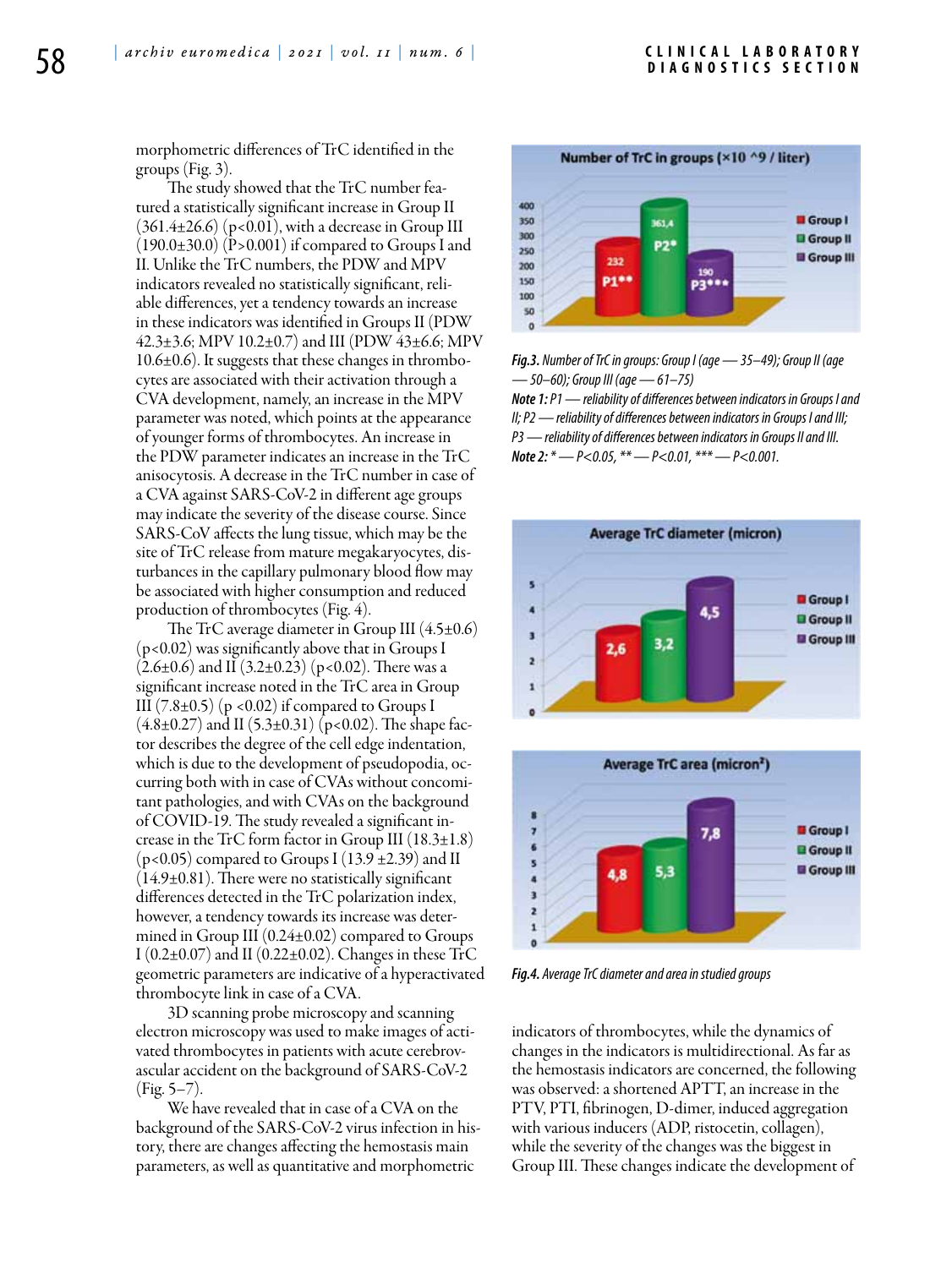morphometric differences of TrC identified in the groups (Fig. 3).

The study showed that the TrC number featured a statistically significant increase in Group II (361.4±26.6) ($p<0.01$), with a decrease in Group III (190.0±30.0) ($P>0.001$) if compared to Groups I and II. Unlike the TrC numbers, the PDW and MPV indicators revealed no statistically significant, reliable differences, yet a tendency towards an increase in these indicators was identified in Groups II (PDW 42.3±3.6; MPV 10.2±0.7) and III (PDW 43±6.6; MPV 10.6±0.6). It suggests that these changes in thrombocytes are associated with their activation through a CVA development, namely, an increase in the MPV parameter was noted, which points at the appearance of younger forms of thrombocytes. An increase in the PDW parameter indicates an increase in the TrC anisocytosis. A decrease in the TrC number in case of a CVA against SARS-CoV-2 in different age groups may indicate the severity of the disease course. Since SARS-CoV affects the lung tissue, which may be the site of TrC release from mature megakaryocytes, disturbances in the capillary pulmonary blood flow may be associated with higher consumption and reduced production of thrombocytes (Fig. 4).

The TrC average diameter in Group III (4.5±0.6) ($p<0.02$) was significantly above that in Groups I (2.6±0.6) and II (3.2±0.23) ($p<0.02$). There was a significant increase noted in the TrC area in Group III (7.8±0.5) ($p<0.02$) if compared to Groups I (4.8±0.27) and II (5.3±0.31) ($p<0.02$). The shape factor describes the degree of the cell edge indentation, which is due to the development of pseudopodia, occurring both with in case of CVAs without concomitant pathologies, and with CVAs on the background of COVID-19. The study revealed a significant increase in the TrC form factor in Group III (18.3±1.8) ($p<0.05$) compared to Groups I (13.9 ±2.39) and II (14.9±0.81). There were no statistically significant differences detected in the TrC polarization index, however, a tendency towards its increase was determined in Group III (0.24±0.02) compared to Groups I (0.2±0.07) and II (0.22±0.02). Changes in these TrC geometric parameters are indicative of a hyperactivated thrombocyte link in case of a CVA.

3D scanning probe microscopy and scanning electron microscopy was used to make images of activated thrombocytes in patients with acute cerebrovascular accident on the background of SARS-CoV-2 (Fig. 5–7).

We have revealed that in case of a CVA on the background of the SARS-CoV-2 virus infection in history, there are changes affecting the hemostasis main parameters, as well as quantitative and morphometric indicators of thrombocytes, while the dynamics of changes in the indicators is multidirectional. As far as the hemostasis indicators are concerned, the following was observed: a shortened APTT, an increase in the PTV, PTI, fibrinogen, D-dimer, induced aggregation with various inducers (ADP, ristocetin, collagen), while the severity of the changes was the biggest in Group III. These changes indicate the development of

**Number of TrC in groups (×10 ^9 / liter)**

| Group | Value | Label |
|---|---|---|
| Group I | 232 | P1** |
| Group II | 361,4 | P2* |
| Group III | 190 | P3*** |

***Fig.3.*** *Number of TrC in groups: Group I (age — 35–49); Group II (age — 50–60); Group III (age — 61–75)*

***Note 1:*** *P1 — reliability of differences between indicators in Groups I and II; P2 — reliability of differences between indicators in Groups I and III; P3 — reliability of differences between indicators in Groups II and III.*

***Note 2:*** *\* — P<0.05, \*\* — P<0.01, \*\*\* — P<0.001.*

**Average TrC diameter (micron)**

| Group | Value |
|---|---|
| Group I | 2,6 |
| Group II | 3,2 |
| Group III | 4,5 |

**Average TrC area (micron²)**

| Group | Value |
|---|---|
| Group I | 4,8 |
| Group II | 5,3 |
| Group III | 7,8 |

***Fig.4.*** *Average TrC diameter and area in studied groups*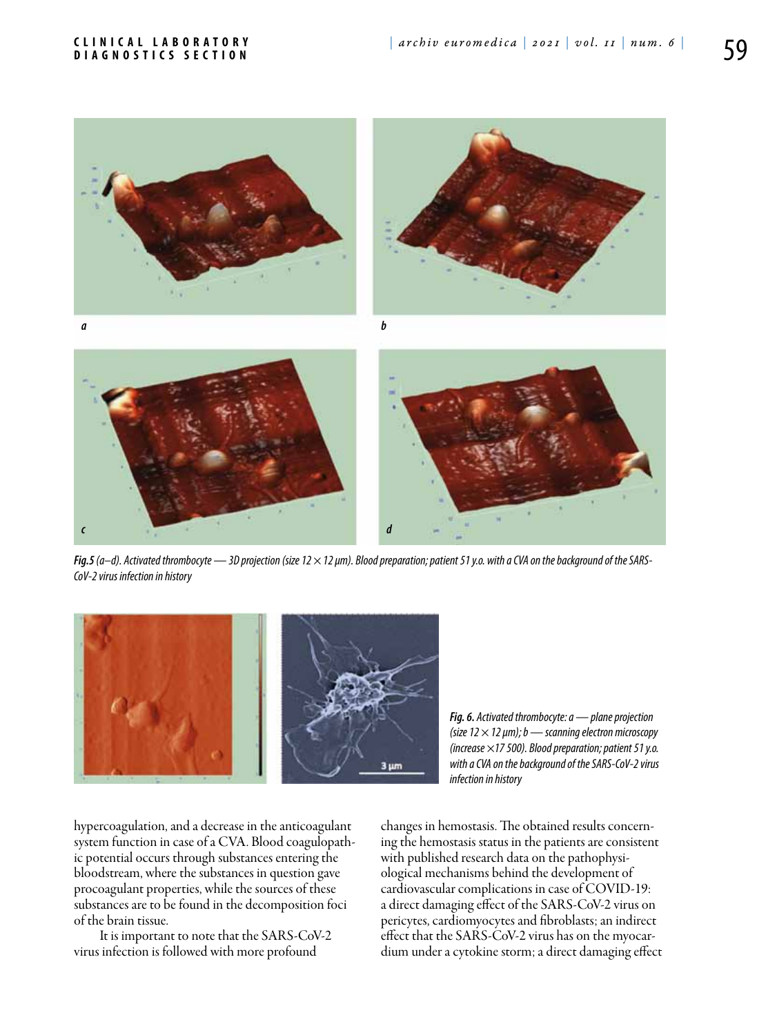*Fig.5 (a–d). Activated thrombocyte — 3D projection (size 12 × 12 μm). Blood preparation; patient 51 y.o. with a CVA on the background of the SARS-CoV-2 virus infection in history*

*Fig. 6. Activated thrombocyte: a — plane projection (size 12 × 12 μm); b — scanning electron microscopy (increase ×17 500). Blood preparation; patient 51 y.o. with a CVA on the background of the SARS-CoV-2 virus infection in history*

hypercoagulation, and a decrease in the anticoagulant system function in case of a CVA. Blood coagulopathic potential occurs through substances entering the bloodstream, where the substances in question gave procoagulant properties, while the sources of these substances are to be found in the decomposition foci of the brain tissue.

It is important to note that the SARS-CoV-2 virus infection is followed with more profound changes in hemostasis. The obtained results concerning the hemostasis status in the patients are consistent with published research data on the pathophysiological mechanisms behind the development of cardiovascular complications in case of COVID-19: a direct damaging effect of the SARS-CoV-2 virus on pericytes, cardiomyocytes and fibroblasts; an indirect effect that the SARS-CoV-2 virus has on the myocardium under a cytokine storm; a direct damaging effect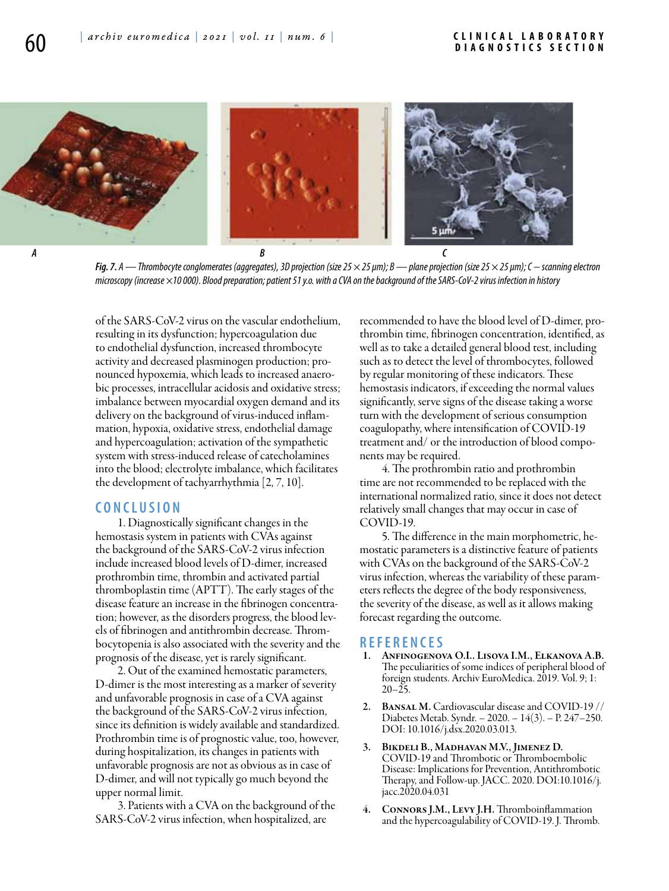*Fig. 7. A — Thrombocyte conglomerates (aggregates), 3D projection (size 25 × 25 µm); B — plane projection (size 25 × 25 µm); C – scanning electron microscopy (increase ×10 000). Blood preparation; patient 51 y.o. with a CVA on the background of the SARS-CoV-2 virus infection in history*

of the SARS-CoV-2 virus on the vascular endothelium, resulting in its dysfunction; hypercoagulation due to endothelial dysfunction, increased thrombocyte activity and decreased plasminogen production; pronounced hypoxemia, which leads to increased anaerobic processes, intracellular acidosis and oxidative stress; imbalance between myocardial oxygen demand and its delivery on the background of virus-induced inflammation, hypoxia, oxidative stress, endothelial damage and hypercoagulation; activation of the sympathetic system with stress-induced release of catecholamines into the blood; electrolyte imbalance, which facilitates the development of tachyarrhythmia [2, 7, 10].

## CONCLUSION

1. Diagnostically significant changes in the hemostasis system in patients with CVAs against the background of the SARS-CoV-2 virus infection include increased blood levels of D-dimer, increased prothrombin time, thrombin and activated partial thromboplastin time (APTT). The early stages of the disease feature an increase in the fibrinogen concentration; however, as the disorders progress, the blood levels of fibrinogen and antithrombin decrease. Thrombocytopenia is also associated with the severity and the prognosis of the disease, yet is rarely significant.

2. Out of the examined hemostatic parameters, D-dimer is the most interesting as a marker of severity and unfavorable prognosis in case of a CVA against the background of the SARS-CoV-2 virus infection, since its definition is widely available and standardized. Prothrombin time is of prognostic value, too, however, during hospitalization, its changes in patients with unfavorable prognosis are not as obvious as in case of D-dimer, and will not typically go much beyond the upper normal limit.

3. Patients with a CVA on the background of the SARS-CoV-2 virus infection, when hospitalized, are recommended to have the blood level of D-dimer, prothrombin time, fibrinogen concentration, identified, as well as to take a detailed general blood test, including such as to detect the level of thrombocytes, followed by regular monitoring of these indicators. These hemostasis indicators, if exceeding the normal values significantly, serve signs of the disease taking a worse turn with the development of serious consumption coagulopathy, where intensification of COVID-19 treatment and/ or the introduction of blood components may be required.

4. The prothrombin ratio and prothrombin time are not recommended to be replaced with the international normalized ratio, since it does not detect relatively small changes that may occur in case of COVID-19.

5. The difference in the main morphometric, hemostatic parameters is a distinctive feature of patients with CVAs on the background of the SARS-CoV-2 virus infection, whereas the variability of these parameters reflects the degree of the body responsiveness, the severity of the disease, as well as it allows making forecast regarding the outcome.

## REFERENCES

1. **Anfinogenova O.I., Lisova I.M., Elkanova A.B.** The peculiarities of some indices of peripheral blood of foreign students. Archiv EuroMedica. 2019. Vol. 9; 1: 20–25.
2. **Bansal M.** Cardiovascular disease and COVID-19 // Diabetes Metab. Syndr. – 2020. – 14(3). – P. 247–250. DOI: 10.1016/j.dsx.2020.03.013.
3. **Bikdeli B., Madhavan M.V., Jimenez D.** COVID-19 and Thrombotic or Thromboembolic Disease: Implications for Prevention, Antithrombotic Therapy, and Follow-up. JACC. 2020. DOI:10.1016/j.jacc.2020.04.031
4. **Connors J.M., Levy J.H.** Thromboinflammation and the hypercoagulability of COVID-19. J. Thromb.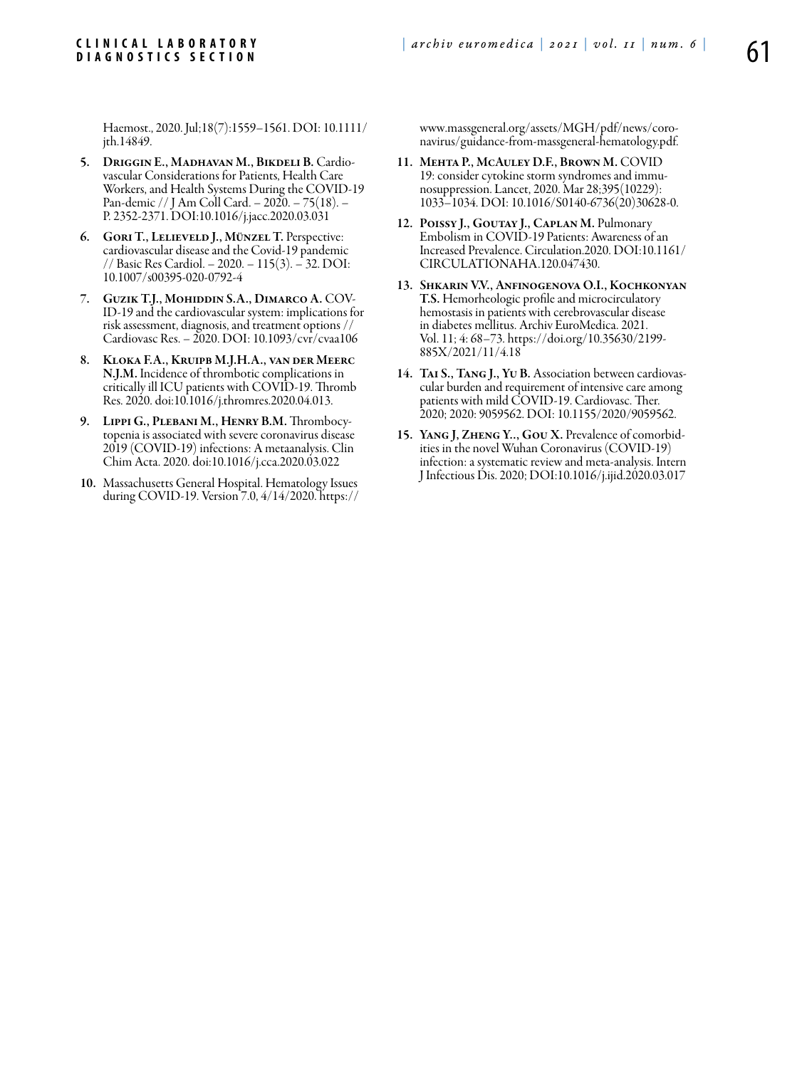Haemost., 2020. Jul;18(7):1559–1561. DOI: 10.1111/jth.14849.

5. **Driggin E., Madhavan M., Bikdeli B.** Cardiovascular Considerations for Patients, Health Care Workers, and Health Systems During the COVID-19 Pan-demic // J Am Coll Card. – 2020. – 75(18). – P. 2352-2371. DOI:10.1016/j.jacc.2020.03.031

6. **Gori T., Lelieveld J., Münzel T.** Perspective: cardiovascular disease and the Covid-19 pandemic // Basic Res Cardiol. – 2020. – 115(3). – 32. DOI: 10.1007/s00395-020-0792-4

7. **Guzik T.J., Mohiddin S.A., Dimarco A.** COVID-19 and the cardiovascular system: implications for risk assessment, diagnosis, and treatment options // Cardiovasc Res. – 2020. DOI: 10.1093/cvr/cvaa106

8. **Kloka F.A., Kruipb M.J.H.A., van der Meerc N.J.M.** Incidence of thrombotic complications in critically ill ICU patients with COVID-19. Thromb Res. 2020. doi:10.1016/j.thromres.2020.04.013.

9. **Lippi G., Plebani M., Henry B.M.** Thrombocytopenia is associated with severe coronavirus disease 2019 (COVID-19) infections: A metaanalysis. Clin Chim Acta. 2020. doi:10.1016/j.cca.2020.03.022

10. Massachusetts General Hospital. Hematology Issues during COVID-19. Version 7.0, 4/14/2020. https://www.massgeneral.org/assets/MGH/pdf/news/coronavirus/guidance-from-massgeneral-hematology.pdf.

11. **Mehta P., McAuley D.F., Brown M.** COVID 19: consider cytokine storm syndromes and immunosuppression. Lancet, 2020. Mar 28;395(10229): 1033–1034. DOI: 10.1016/S0140-6736(20)30628-0.

12. **Poissy J., Goutay J., Caplan M.** Pulmonary Embolism in COVID-19 Patients: Awareness of an Increased Prevalence. Circulation.2020. DOI:10.1161/CIRCULATIONAHA.120.047430.

13. **Shkarin V.V., Anfinogenova O.I., Kochkonyan T.S.** Hemorheologic profile and microcirculatory hemostasis in patients with cerebrovascular disease in diabetes mellitus. Archiv EuroMedica. 2021. Vol. 11; 4: 68–73. https://doi.org/10.35630/2199-885X/2021/11/4.18

14. **Tai S., Tang J., Yu B.** Association between cardiovascular burden and requirement of intensive care among patients with mild COVID-19. Cardiovasc. Ther. 2020; 2020: 9059562. DOI: 10.1155/2020/9059562.

15. **Yang J, Zheng Y.., Gou X.** Prevalence of comorbidities in the novel Wuhan Coronavirus (COVID-19) infection: a systematic review and meta-analysis. Intern J Infectious Dis. 2020; DOI:10.1016/j.ijid.2020.03.017